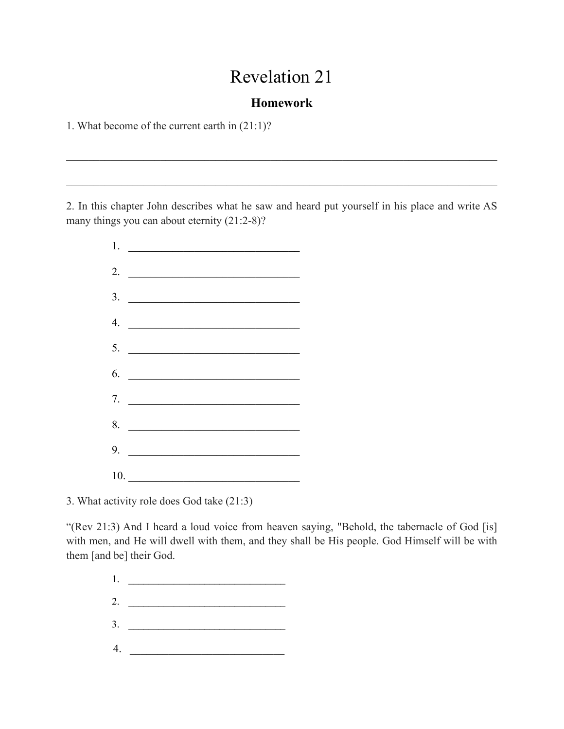# Revelation 21

## Homework

1. What become of the current earth in (21:1)?

______________________________________________________________________________

______________________________________________________________________________

2. In this chapter John describes what he saw and heard put yourself in his place and write AS many things you can about eternity (21:2-8)?

1. ______________________________
2. ______________________________
3. ______________________________
4. ______________________________
5. ______________________________
6. ______________________________
7. ______________________________
8. ______________________________
9. ______________________________
10. ______________________________

3. What activity role does God take (21:3)

"(Rev 21:3) And I heard a loud voice from heaven saying, "Behold, the tabernacle of God [is] with men, and He will dwell with them, and they shall be His people. God Himself will be with them [and be] their God.

1. ______________________________
2. ______________________________
3. ______________________________
4. ______________________________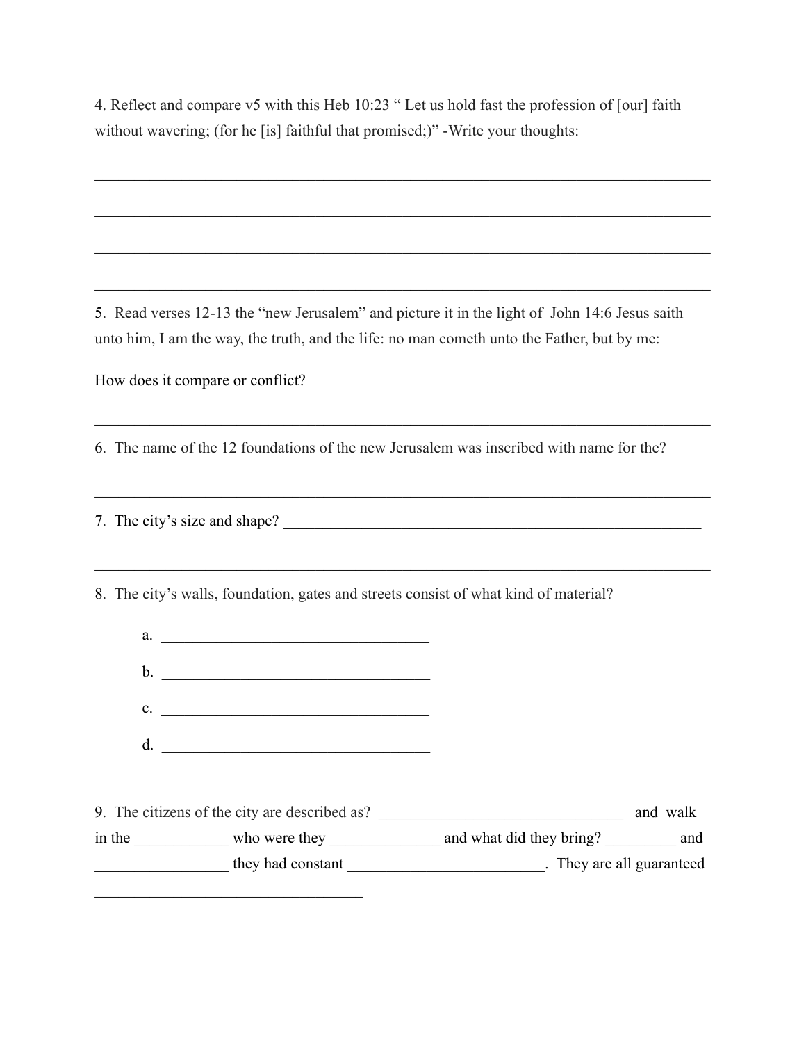4. Reflect and compare v5 with this Heb 10:23 " Let us hold fast the profession of [our] faith without wavering; (for he [is] faithful that promised;)" -Write your thoughts:

_______________________________________________________________________________

_______________________________________________________________________________

_______________________________________________________________________________

_______________________________________________________________________________

5. Read verses 12-13 the "new Jerusalem" and picture it in the light of John 14:6 Jesus saith unto him, I am the way, the truth, and the life: no man cometh unto the Father, but by me:

How does it compare or conflict?

_______________________________________________________________________________

6. The name of the 12 foundations of the new Jerusalem was inscribed with name for the?

_______________________________________________________________________________

7. The city's size and shape? _____________________________________________________

_______________________________________________________________________________

8. The city's walls, foundation, gates and streets consist of what kind of material?

a. ___________________________________

b. ___________________________________

c. ___________________________________

d. ___________________________________

9. The citizens of the city are described as? ______________________________ and walk in the ____________ who were they ______________ and what did they bring? _________ and _________________ they had constant _________________________. They are all guaranteed __________________________________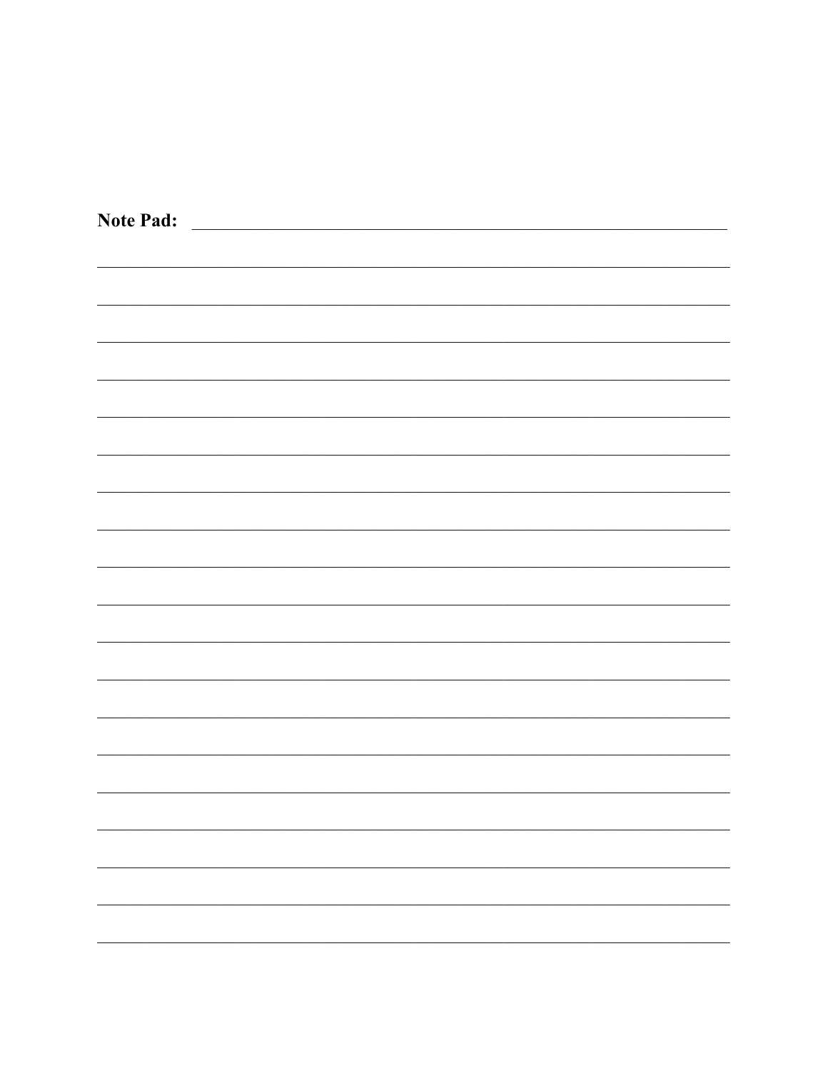**Note Pad:**